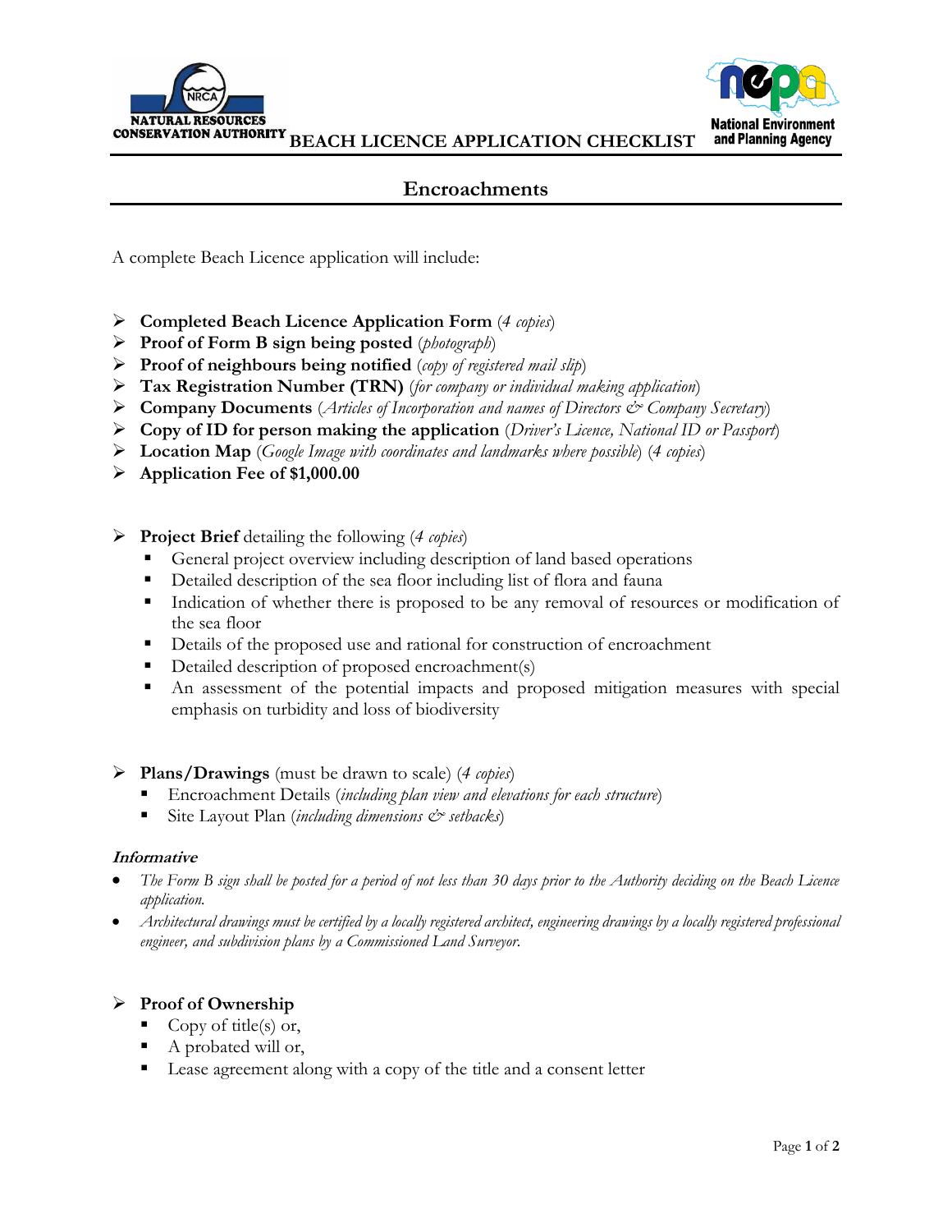NATURAL RESOURCES CONSERVATION AUTHORITY

# BEACH LICENCE APPLICATION CHECKLIST

National Environment and Planning Agency

## Encroachments

A complete Beach Licence application will include:

- **Completed Beach Licence Application Form** (*4 copies*)
- **Proof of Form B sign being posted** (*photograph*)
- **Proof of neighbours being notified** (*copy of registered mail slip*)
- **Tax Registration Number (TRN)** (*for company or individual making application*)
- **Company Documents** (*Articles of Incorporation and names of Directors & Company Secretary*)
- **Copy of ID for person making the application** (*Driver's Licence, National ID or Passport*)
- **Location Map** (*Google Image with coordinates and landmarks where possible*) (*4 copies*)
- **Application Fee of $1,000.00**

- **Project Brief** detailing the following (*4 copies*)
  - General project overview including description of land based operations
  - Detailed description of the sea floor including list of flora and fauna
  - Indication of whether there is proposed to be any removal of resources or modification of the sea floor
  - Details of the proposed use and rational for construction of encroachment
  - Detailed description of proposed encroachment(s)
  - An assessment of the potential impacts and proposed mitigation measures with special emphasis on turbidity and loss of biodiversity

- **Plans/Drawings** (must be drawn to scale) (*4 copies*)
  - Encroachment Details (*including plan view and elevations for each structure*)
  - Site Layout Plan (*including dimensions & setbacks*)

***Informative***

- *The Form B sign shall be posted for a period of not less than 30 days prior to the Authority deciding on the Beach Licence application.*
- *Architectural drawings must be certified by a locally registered architect, engineering drawings by a locally registered professional engineer, and subdivision plans by a Commissioned Land Surveyor.*

- **Proof of Ownership**
  - Copy of title(s) or,
  - A probated will or,
  - Lease agreement along with a copy of the title and a consent letter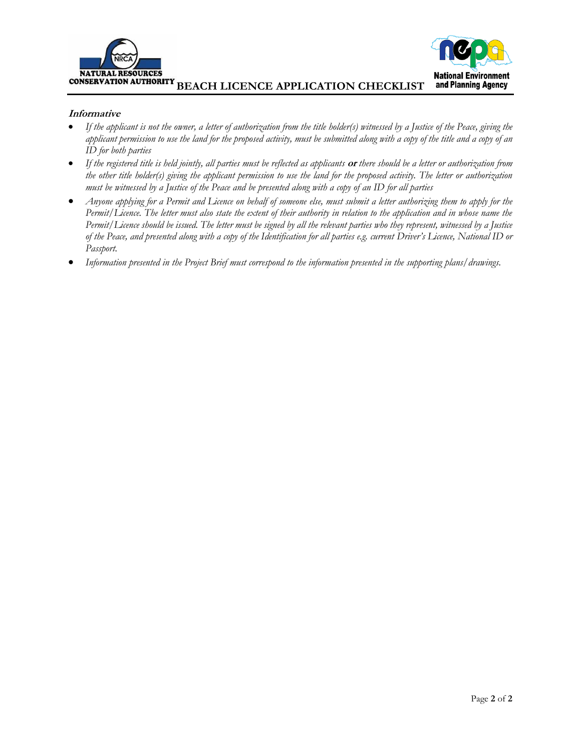**Informative**

- *If the applicant is not the owner, a letter of authorization from the title holder(s) witnessed by a Justice of the Peace, giving the applicant permission to use the land for the proposed activity, must be submitted along with a copy of the title and a copy of an ID for both parties*
- *If the registered title is held jointly, all parties must be reflected as applicants* ***or*** *there should be a letter or authorization from the other title holder(s) giving the applicant permission to use the land for the proposed activity. The letter or authorization must be witnessed by a Justice of the Peace and be presented along with a copy of an ID for all parties*
- *Anyone applying for a Permit and Licence on behalf of someone else, must submit a letter authorizing them to apply for the Permit/Licence. The letter must also state the extent of their authority in relation to the application and in whose name the Permit/Licence should be issued. The letter must be signed by all the relevant parties who they represent, witnessed by a Justice of the Peace, and presented along with a copy of the Identification for all parties e.g. current Driver's Licence, National ID or Passport.*
- *Information presented in the Project Brief must correspond to the information presented in the supporting plans/drawings.*